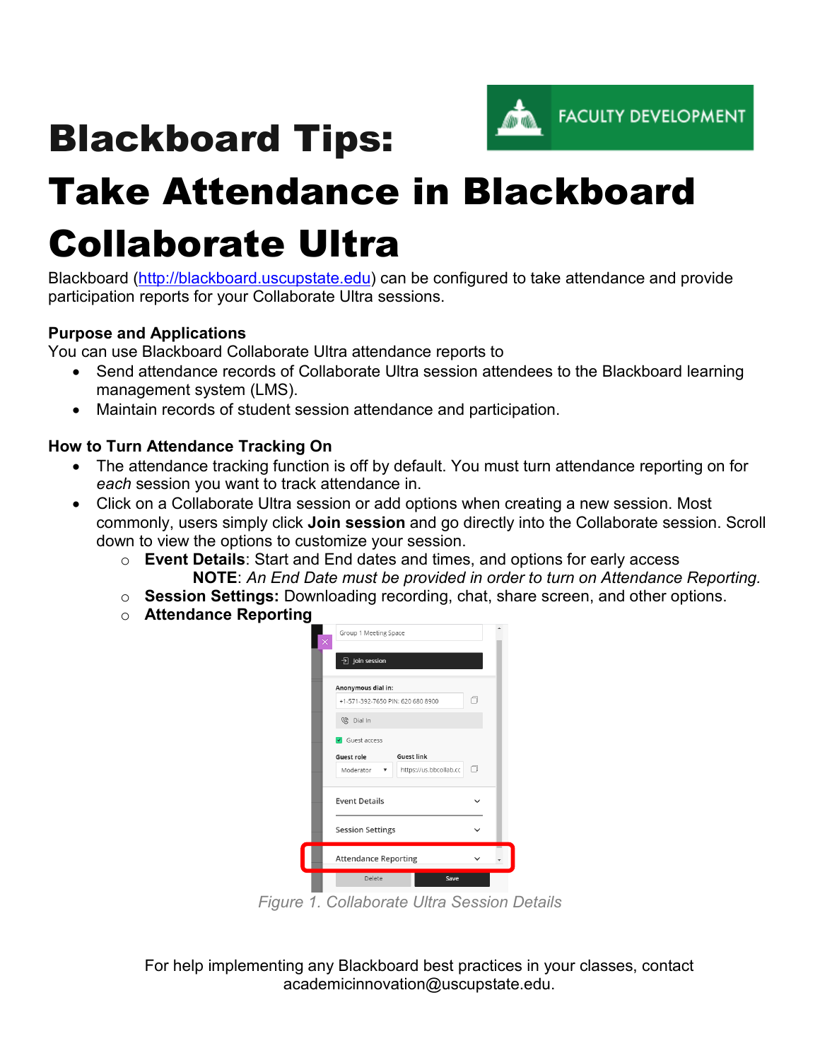# Blackboard Tips: Take Attendance in Blackboard Collaborate Ultra

Blackboard (http://blackboard.uscupstate.edu) can be configured to take attendance and provide participation reports for your Collaborate Ultra sessions.

**Purpose and Applications**

You can use Blackboard Collaborate Ultra attendance reports to

- Send attendance records of Collaborate Ultra session attendees to the Blackboard learning management system (LMS).
- Maintain records of student session attendance and participation.

**How to Turn Attendance Tracking On**

- The attendance tracking function is off by default. You must turn attendance reporting on for *each* session you want to track attendance in.
- Click on a Collaborate Ultra session or add options when creating a new session. Most commonly, users simply click **Join session** and go directly into the Collaborate session. Scroll down to view the options to customize your session.
  - **Event Details**: Start and End dates and times, and options for early access
    **NOTE**: *An End Date must be provided in order to turn on Attendance Reporting.*
  - **Session Settings:** Downloading recording, chat, share screen, and other options.
  - **Attendance Reporting**

*Figure 1. Collaborate Ultra Session Details*

For help implementing any Blackboard best practices in your classes, contact academicinnovation@uscupstate.edu.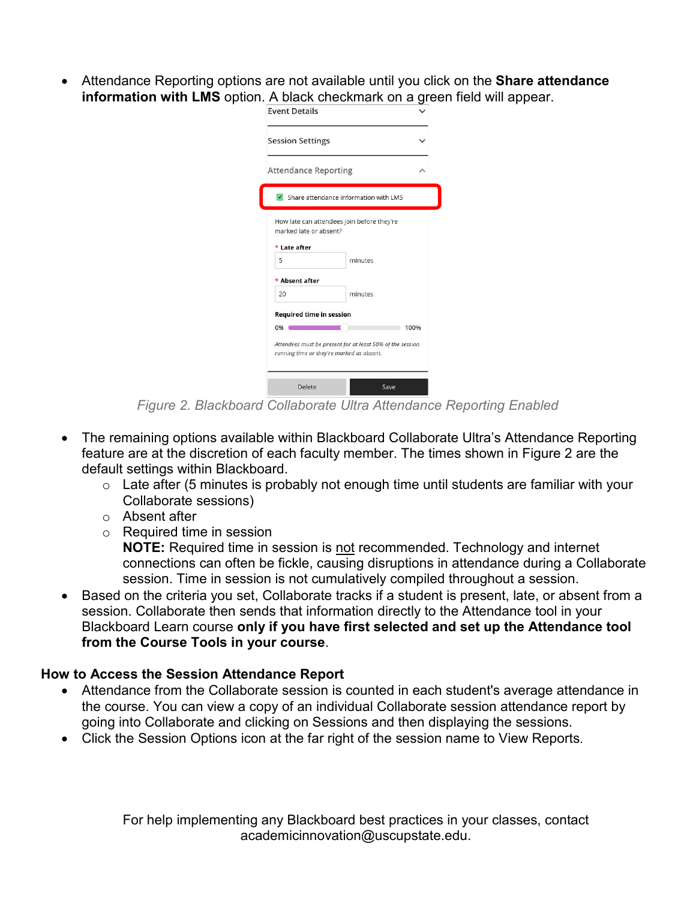- Attendance Reporting options are not available until you click on the **Share attendance information with LMS** option. A black checkmark on a green field will appear.

*Figure 2. Blackboard Collaborate Ultra Attendance Reporting Enabled*

- The remaining options available within Blackboard Collaborate Ultra's Attendance Reporting feature are at the discretion of each faculty member. The times shown in Figure 2 are the default settings within Blackboard.
    - Late after (5 minutes is probably not enough time until students are familiar with your Collaborate sessions)
    - Absent after
    - Required time in session
      **NOTE:** Required time in session is <u>not</u> recommended. Technology and internet connections can often be fickle, causing disruptions in attendance during a Collaborate session. Time in session is not cumulatively compiled throughout a session.
- Based on the criteria you set, Collaborate tracks if a student is present, late, or absent from a session. Collaborate then sends that information directly to the Attendance tool in your Blackboard Learn course **only if you have first selected and set up the Attendance tool from the Course Tools in your course**.

## How to Access the Session Attendance Report

- Attendance from the Collaborate session is counted in each student's average attendance in the course. You can view a copy of an individual Collaborate session attendance report by going into Collaborate and clicking on Sessions and then displaying the sessions.
- Click the Session Options icon at the far right of the session name to View Reports.

For help implementing any Blackboard best practices in your classes, contact academicinnovation@uscupstate.edu.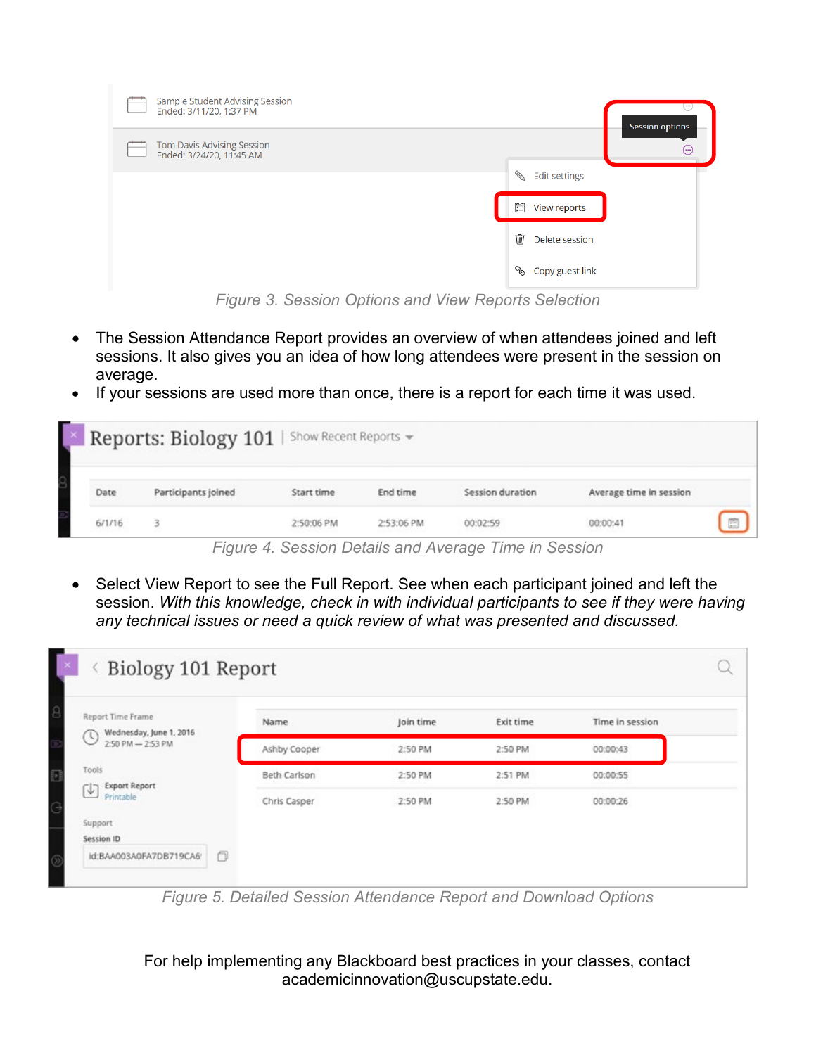Figure 3. Session Options and View Reports Selection

- The Session Attendance Report provides an overview of when attendees joined and left sessions. It also gives you an idea of how long attendees were present in the session on average.
- If your sessions are used more than once, there is a report for each time it was used.

Figure 4. Session Details and Average Time in Session

- Select View Report to see the Full Report. See when each participant joined and left the session. *With this knowledge, check in with individual participants to see if they were having any technical issues or need a quick review of what was presented and discussed.*

Figure 5. Detailed Session Attendance Report and Download Options

For help implementing any Blackboard best practices in your classes, contact academicinnovation@uscupstate.edu.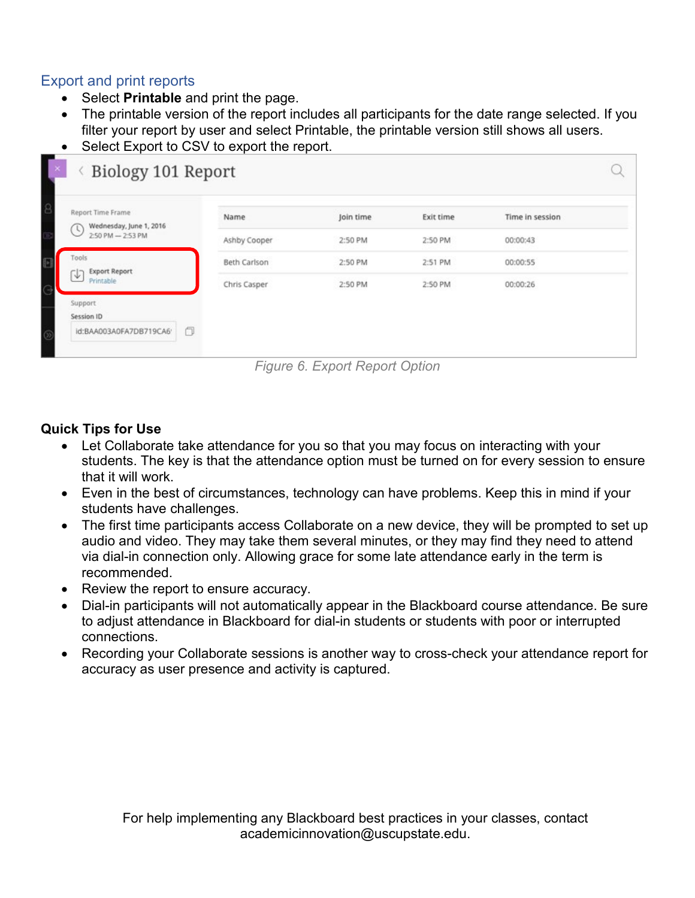## Export and print reports

- Select **Printable** and print the page.
- The printable version of the report includes all participants for the date range selected. If you filter your report by user and select Printable, the printable version still shows all users.
- Select Export to CSV to export the report.

*Figure 6. Export Report Option*

**Quick Tips for Use**

- Let Collaborate take attendance for you so that you may focus on interacting with your students. The key is that the attendance option must be turned on for every session to ensure that it will work.
- Even in the best of circumstances, technology can have problems. Keep this in mind if your students have challenges.
- The first time participants access Collaborate on a new device, they will be prompted to set up audio and video. They may take them several minutes, or they may find they need to attend via dial-in connection only. Allowing grace for some late attendance early in the term is recommended.
- Review the report to ensure accuracy.
- Dial-in participants will not automatically appear in the Blackboard course attendance. Be sure to adjust attendance in Blackboard for dial-in students or students with poor or interrupted connections.
- Recording your Collaborate sessions is another way to cross-check your attendance report for accuracy as user presence and activity is captured.

For help implementing any Blackboard best practices in your classes, contact academicinnovation@uscupstate.edu.